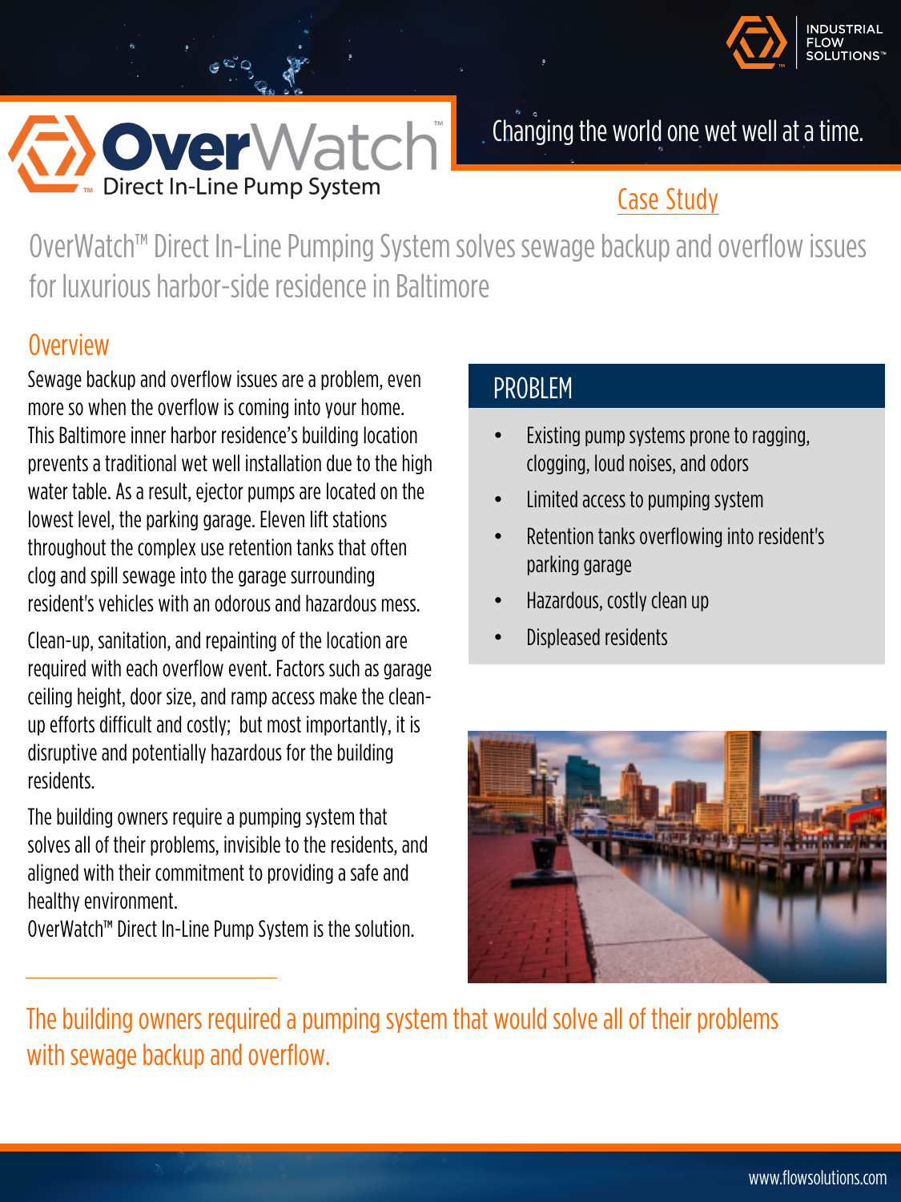INDUSTRIAL FLOW SOLUTIONS™

# OverWatch™
Direct In-Line Pump System

Changing the world one wet well at a time.

Case Study

## OverWatch™ Direct In-Line Pumping System solves sewage backup and overflow issues for luxurious harbor-side residence in Baltimore

### Overview

Sewage backup and overflow issues are a problem, even more so when the overflow is coming into your home. This Baltimore inner harbor residence's building location prevents a traditional wet well installation due to the high water table. As a result, ejector pumps are located on the lowest level, the parking garage. Eleven lift stations throughout the complex use retention tanks that often clog and spill sewage into the garage surrounding resident's vehicles with an odorous and hazardous mess.

Clean-up, sanitation, and repainting of the location are required with each overflow event. Factors such as garage ceiling height, door size, and ramp access make the clean-up efforts difficult and costly; but most importantly, it is disruptive and potentially hazardous for the building residents.

The building owners require a pumping system that solves all of their problems, invisible to the residents, and aligned with their commitment to providing a safe and healthy environment.
OverWatch™ Direct In-Line Pump System is the solution.

### PROBLEM

- Existing pump systems prone to ragging, clogging, loud noises, and odors
- Limited access to pumping system
- Retention tanks overflowing into resident's parking garage
- Hazardous, costly clean up
- Displeased residents

The building owners required a pumping system that would solve all of their problems with sewage backup and overflow.

www.flowsolutions.com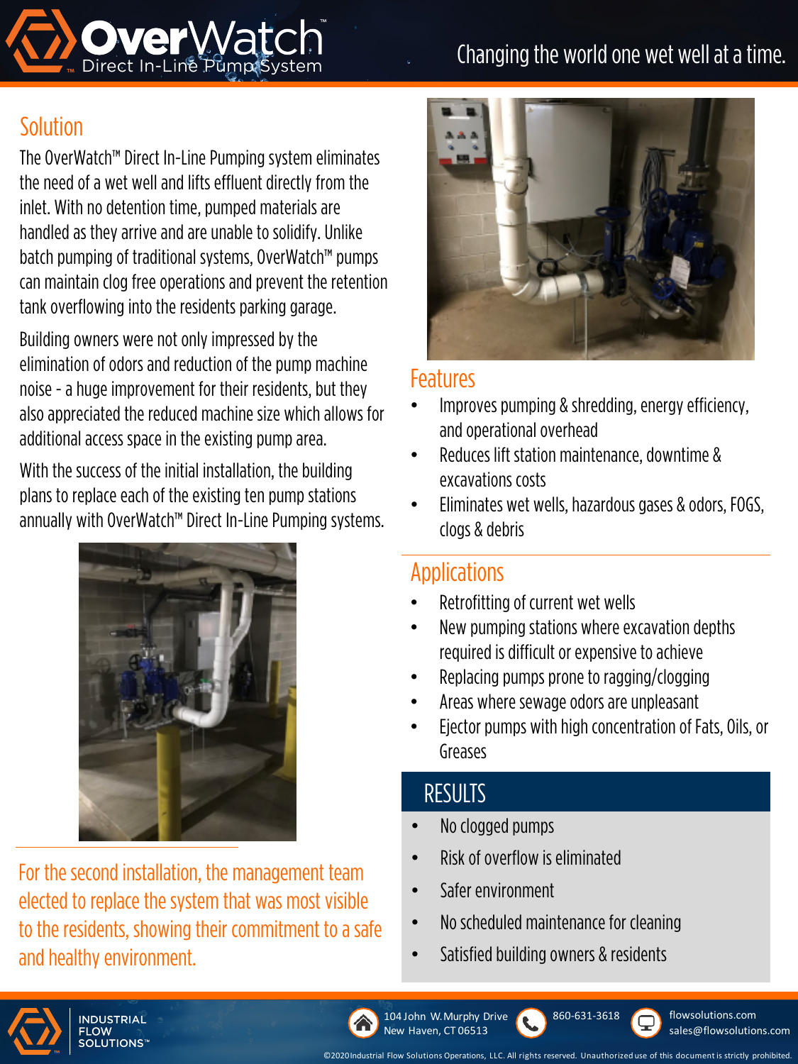## Solution

The OverWatch™ Direct In-Line Pumping system eliminates the need of a wet well and lifts effluent directly from the inlet. With no detention time, pumped materials are handled as they arrive and are unable to solidify. Unlike batch pumping of traditional systems, OverWatch™ pumps can maintain clog free operations and prevent the retention tank overflowing into the residents parking garage.

Building owners were not only impressed by the elimination of odors and reduction of the pump machine noise - a huge improvement for their residents, but they also appreciated the reduced machine size which allows for additional access space in the existing pump area.

With the success of the initial installation, the building plans to replace each of the existing ten pump stations annually with OverWatch™ Direct In-Line Pumping systems.

For the second installation, the management team elected to replace the system that was most visible to the residents, showing their commitment to a safe and healthy environment.

## Features

- Improves pumping & shredding, energy efficiency, and operational overhead
- Reduces lift station maintenance, downtime & excavations costs
- Eliminates wet wells, hazardous gases & odors, FOGS, clogs & debris

## Applications

- Retrofitting of current wet wells
- New pumping stations where excavation depths required is difficult or expensive to achieve
- Replacing pumps prone to ragging/clogging
- Areas where sewage odors are unpleasant
- Ejector pumps with high concentration of Fats, Oils, or Greases

## RESULTS

- No clogged pumps
- Risk of overflow is eliminated
- Safer environment
- No scheduled maintenance for cleaning
- Satisfied building owners & residents

INDUSTRIAL FLOW SOLUTIONS™

104 John W. Murphy Drive
New Haven, CT 06513

860-631-3618

flowsolutions.com
sales@flowsolutions.com

©2020 Industrial Flow Solutions Operations, LLC. All rights reserved. Unauthorized use of this document is strictly prohibited.